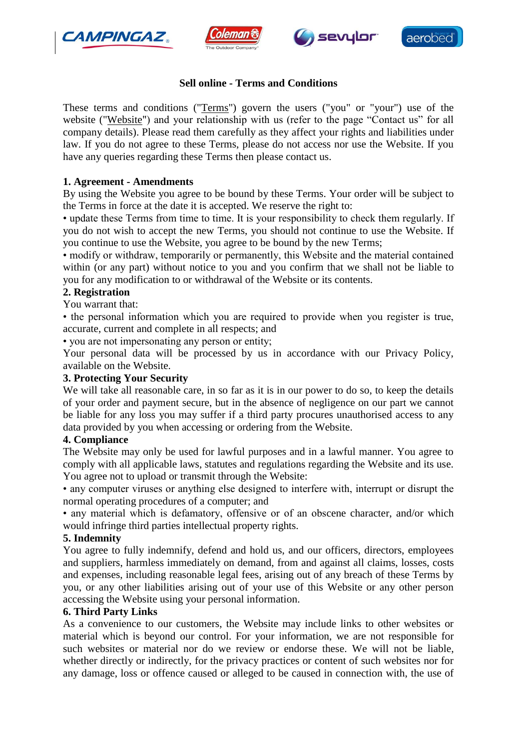# Sell online - Terms and Conditions

These terms and conditions ("Terms") govern the users ("you" or "your") use of the website ("Website") and your relationship with us (refer to the page "Contact us" for all company details). Please read them carefully as they affect your rights and liabilities under law. If you do not agree to these Terms, please do not access nor use the Website. If you have any queries regarding these Terms then please contact us.

**1. Agreement - Amendments**

By using the Website you agree to be bound by these Terms. Your order will be subject to the Terms in force at the date it is accepted. We reserve the right to:

- update these Terms from time to time. It is your responsibility to check them regularly. If you do not wish to accept the new Terms, you should not continue to use the Website. If you continue to use the Website, you agree to be bound by the new Terms;
- modify or withdraw, temporarily or permanently, this Website and the material contained within (or any part) without notice to you and you confirm that we shall not be liable to you for any modification to or withdrawal of the Website or its contents.

**2. Registration**

You warrant that:

- the personal information which you are required to provide when you register is true, accurate, current and complete in all respects; and
- you are not impersonating any person or entity;

Your personal data will be processed by us in accordance with our Privacy Policy, available on the Website.

**3. Protecting Your Security**

We will take all reasonable care, in so far as it is in our power to do so, to keep the details of your order and payment secure, but in the absence of negligence on our part we cannot be liable for any loss you may suffer if a third party procures unauthorised access to any data provided by you when accessing or ordering from the Website.

**4. Compliance**

The Website may only be used for lawful purposes and in a lawful manner. You agree to comply with all applicable laws, statutes and regulations regarding the Website and its use. You agree not to upload or transmit through the Website:

- any computer viruses or anything else designed to interfere with, interrupt or disrupt the normal operating procedures of a computer; and
- any material which is defamatory, offensive or of an obscene character, and/or which would infringe third parties intellectual property rights.

**5. Indemnity**

You agree to fully indemnify, defend and hold us, and our officers, directors, employees and suppliers, harmless immediately on demand, from and against all claims, losses, costs and expenses, including reasonable legal fees, arising out of any breach of these Terms by you, or any other liabilities arising out of your use of this Website or any other person accessing the Website using your personal information.

**6. Third Party Links**

As a convenience to our customers, the Website may include links to other websites or material which is beyond our control. For your information, we are not responsible for such websites or material nor do we review or endorse these. We will not be liable, whether directly or indirectly, for the privacy practices or content of such websites nor for any damage, loss or offence caused or alleged to be caused in connection with, the use of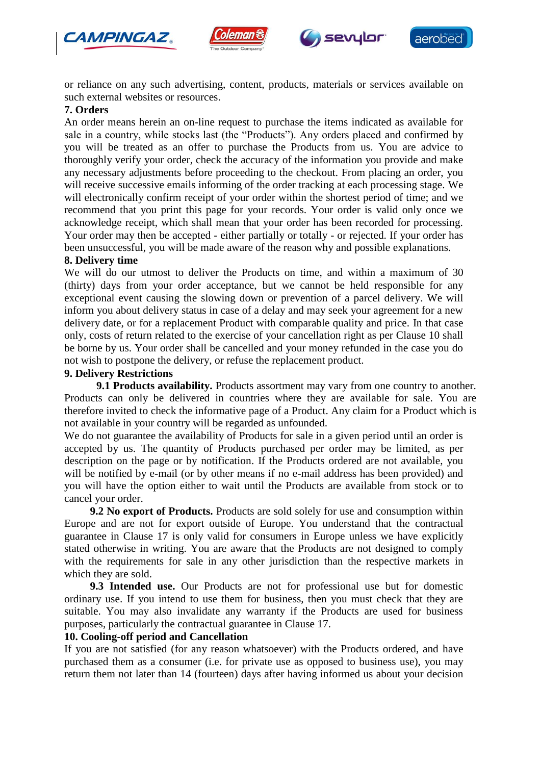or reliance on any such advertising, content, products, materials or services available on such external websites or resources.

**7. Orders**

An order means herein an on-line request to purchase the items indicated as available for sale in a country, while stocks last (the “Products”). Any orders placed and confirmed by you will be treated as an offer to purchase the Products from us. You are advice to thoroughly verify your order, check the accuracy of the information you provide and make any necessary adjustments before proceeding to the checkout. From placing an order, you will receive successive emails informing of the order tracking at each processing stage. We will electronically confirm receipt of your order within the shortest period of time; and we recommend that you print this page for your records. Your order is valid only once we acknowledge receipt, which shall mean that your order has been recorded for processing. Your order may then be accepted - either partially or totally - or rejected. If your order has been unsuccessful, you will be made aware of the reason why and possible explanations.

**8. Delivery time**

We will do our utmost to deliver the Products on time, and within a maximum of 30 (thirty) days from your order acceptance, but we cannot be held responsible for any exceptional event causing the slowing down or prevention of a parcel delivery. We will inform you about delivery status in case of a delay and may seek your agreement for a new delivery date, or for a replacement Product with comparable quality and price. In that case only, costs of return related to the exercise of your cancellation right as per Clause 10 shall be borne by us. Your order shall be cancelled and your money refunded in the case you do not wish to postpone the delivery, or refuse the replacement product.

**9. Delivery Restrictions**

**9.1 Products availability.** Products assortment may vary from one country to another. Products can only be delivered in countries where they are available for sale. You are therefore invited to check the informative page of a Product. Any claim for a Product which is not available in your country will be regarded as unfounded.

We do not guarantee the availability of Products for sale in a given period until an order is accepted by us. The quantity of Products purchased per order may be limited, as per description on the page or by notification. If the Products ordered are not available, you will be notified by e-mail (or by other means if no e-mail address has been provided) and you will have the option either to wait until the Products are available from stock or to cancel your order.

**9.2 No export of Products.** Products are sold solely for use and consumption within Europe and are not for export outside of Europe. You understand that the contractual guarantee in Clause 17 is only valid for consumers in Europe unless we have explicitly stated otherwise in writing. You are aware that the Products are not designed to comply with the requirements for sale in any other jurisdiction than the respective markets in which they are sold.

**9.3 Intended use.** Our Products are not for professional use but for domestic ordinary use. If you intend to use them for business, then you must check that they are suitable. You may also invalidate any warranty if the Products are used for business purposes, particularly the contractual guarantee in Clause 17.

**10. Cooling-off period and Cancellation**

If you are not satisfied (for any reason whatsoever) with the Products ordered, and have purchased them as a consumer (i.e. for private use as opposed to business use), you may return them not later than 14 (fourteen) days after having informed us about your decision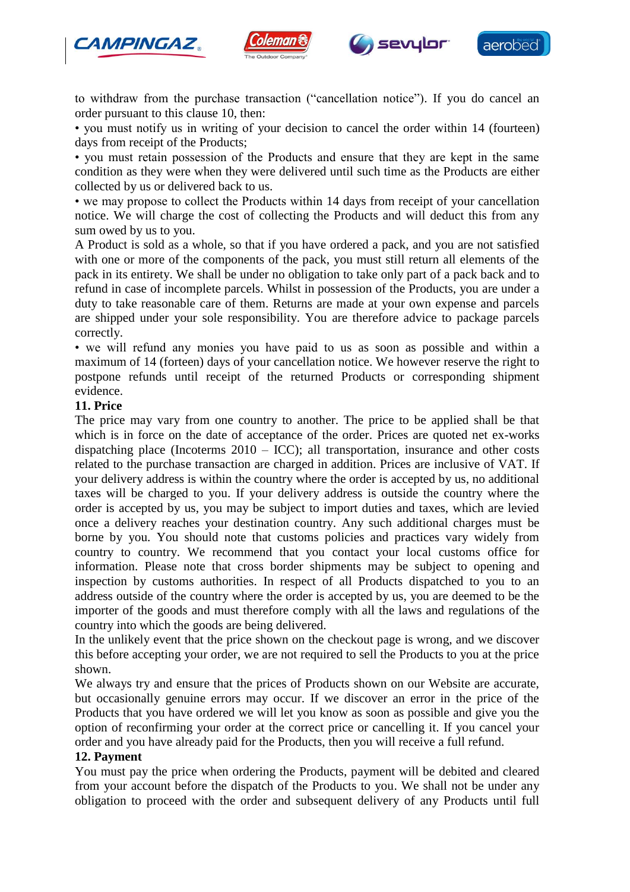to withdraw from the purchase transaction ("cancellation notice"). If you do cancel an order pursuant to this clause 10, then:

- you must notify us in writing of your decision to cancel the order within 14 (fourteen) days from receipt of the Products;
- you must retain possession of the Products and ensure that they are kept in the same condition as they were when they were delivered until such time as the Products are either collected by us or delivered back to us.
- we may propose to collect the Products within 14 days from receipt of your cancellation notice. We will charge the cost of collecting the Products and will deduct this from any sum owed by us to you.

A Product is sold as a whole, so that if you have ordered a pack, and you are not satisfied with one or more of the components of the pack, you must still return all elements of the pack in its entirety. We shall be under no obligation to take only part of a pack back and to refund in case of incomplete parcels. Whilst in possession of the Products, you are under a duty to take reasonable care of them. Returns are made at your own expense and parcels are shipped under your sole responsibility. You are therefore advice to package parcels correctly.

- we will refund any monies you have paid to us as soon as possible and within a maximum of 14 (forteen) days of your cancellation notice. We however reserve the right to postpone refunds until receipt of the returned Products or corresponding shipment evidence.

**11. Price**

The price may vary from one country to another. The price to be applied shall be that which is in force on the date of acceptance of the order. Prices are quoted net ex-works dispatching place (Incoterms 2010 – ICC); all transportation, insurance and other costs related to the purchase transaction are charged in addition. Prices are inclusive of VAT. If your delivery address is within the country where the order is accepted by us, no additional taxes will be charged to you. If your delivery address is outside the country where the order is accepted by us, you may be subject to import duties and taxes, which are levied once a delivery reaches your destination country. Any such additional charges must be borne by you. You should note that customs policies and practices vary widely from country to country. We recommend that you contact your local customs office for information. Please note that cross border shipments may be subject to opening and inspection by customs authorities. In respect of all Products dispatched to you to an address outside of the country where the order is accepted by us, you are deemed to be the importer of the goods and must therefore comply with all the laws and regulations of the country into which the goods are being delivered.

In the unlikely event that the price shown on the checkout page is wrong, and we discover this before accepting your order, we are not required to sell the Products to you at the price shown.

We always try and ensure that the prices of Products shown on our Website are accurate, but occasionally genuine errors may occur. If we discover an error in the price of the Products that you have ordered we will let you know as soon as possible and give you the option of reconfirming your order at the correct price or cancelling it. If you cancel your order and you have already paid for the Products, then you will receive a full refund.

**12. Payment**

You must pay the price when ordering the Products, payment will be debited and cleared from your account before the dispatch of the Products to you. We shall not be under any obligation to proceed with the order and subsequent delivery of any Products until full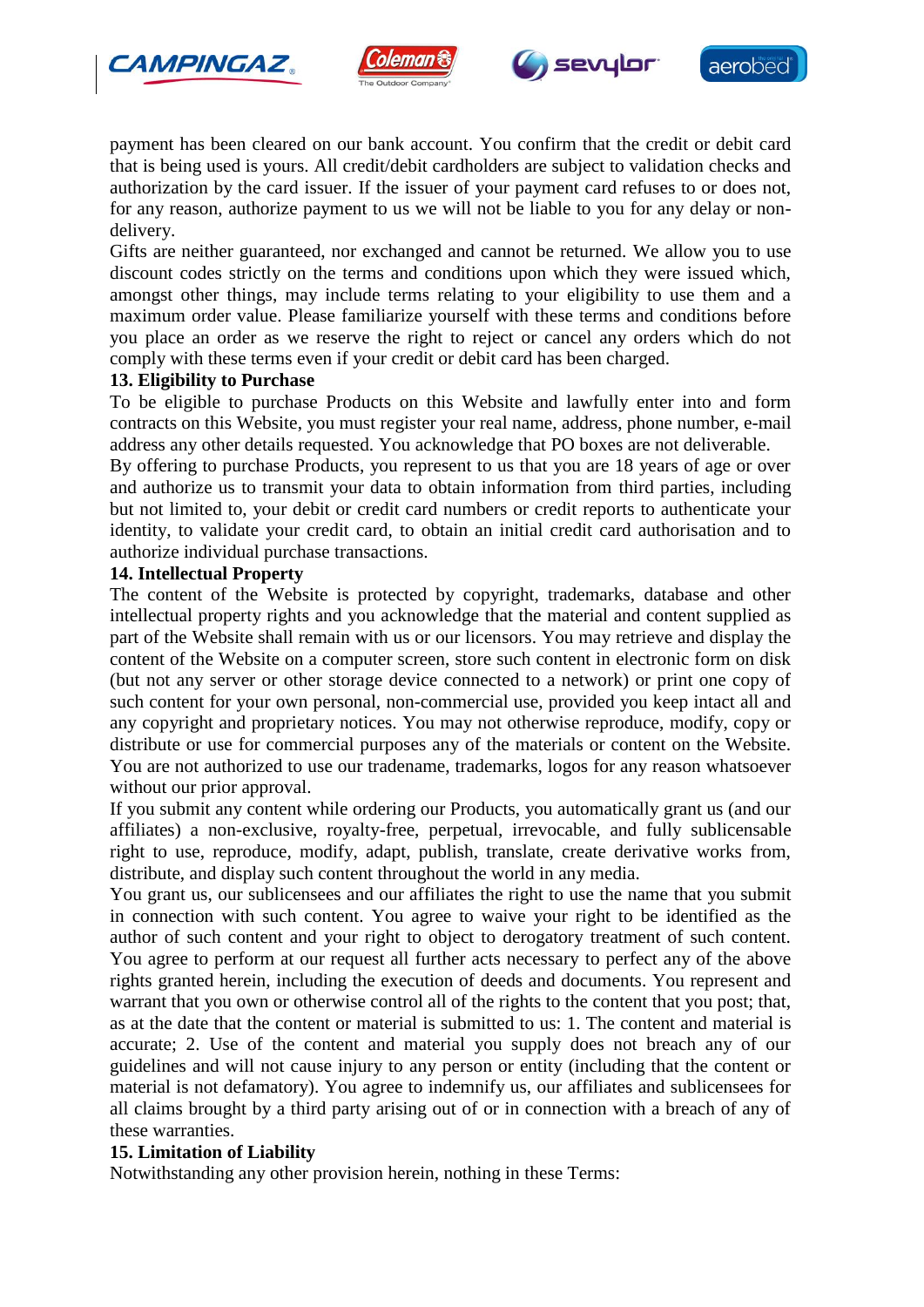payment has been cleared on our bank account. You confirm that the credit or debit card that is being used is yours. All credit/debit cardholders are subject to validation checks and authorization by the card issuer. If the issuer of your payment card refuses to or does not, for any reason, authorize payment to us we will not be liable to you for any delay or non-delivery.

Gifts are neither guaranteed, nor exchanged and cannot be returned. We allow you to use discount codes strictly on the terms and conditions upon which they were issued which, amongst other things, may include terms relating to your eligibility to use them and a maximum order value. Please familiarize yourself with these terms and conditions before you place an order as we reserve the right to reject or cancel any orders which do not comply with these terms even if your credit or debit card has been charged.

**13. Eligibility to Purchase**

To be eligible to purchase Products on this Website and lawfully enter into and form contracts on this Website, you must register your real name, address, phone number, e-mail address any other details requested. You acknowledge that PO boxes are not deliverable.

By offering to purchase Products, you represent to us that you are 18 years of age or over and authorize us to transmit your data to obtain information from third parties, including but not limited to, your debit or credit card numbers or credit reports to authenticate your identity, to validate your credit card, to obtain an initial credit card authorisation and to authorize individual purchase transactions.

**14. Intellectual Property**

The content of the Website is protected by copyright, trademarks, database and other intellectual property rights and you acknowledge that the material and content supplied as part of the Website shall remain with us or our licensors. You may retrieve and display the content of the Website on a computer screen, store such content in electronic form on disk (but not any server or other storage device connected to a network) or print one copy of such content for your own personal, non-commercial use, provided you keep intact all and any copyright and proprietary notices. You may not otherwise reproduce, modify, copy or distribute or use for commercial purposes any of the materials or content on the Website. You are not authorized to use our tradename, trademarks, logos for any reason whatsoever without our prior approval.

If you submit any content while ordering our Products, you automatically grant us (and our affiliates) a non-exclusive, royalty-free, perpetual, irrevocable, and fully sublicensable right to use, reproduce, modify, adapt, publish, translate, create derivative works from, distribute, and display such content throughout the world in any media.

You grant us, our sublicensees and our affiliates the right to use the name that you submit in connection with such content. You agree to waive your right to be identified as the author of such content and your right to object to derogatory treatment of such content. You agree to perform at our request all further acts necessary to perfect any of the above rights granted herein, including the execution of deeds and documents. You represent and warrant that you own or otherwise control all of the rights to the content that you post; that, as at the date that the content or material is submitted to us: 1. The content and material is accurate; 2. Use of the content and material you supply does not breach any of our guidelines and will not cause injury to any person or entity (including that the content or material is not defamatory). You agree to indemnify us, our affiliates and sublicensees for all claims brought by a third party arising out of or in connection with a breach of any of these warranties.

**15. Limitation of Liability**

Notwithstanding any other provision herein, nothing in these Terms: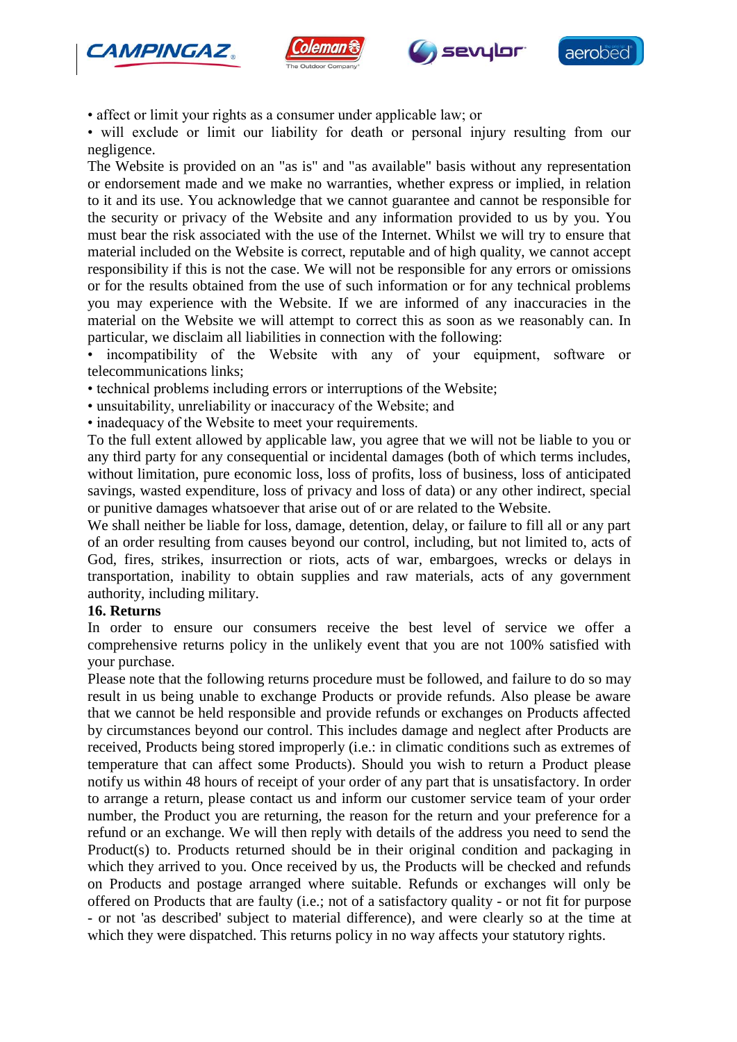- affect or limit your rights as a consumer under applicable law; or
- will exclude or limit our liability for death or personal injury resulting from our negligence.

The Website is provided on an "as is" and "as available" basis without any representation or endorsement made and we make no warranties, whether express or implied, in relation to it and its use. You acknowledge that we cannot guarantee and cannot be responsible for the security or privacy of the Website and any information provided to us by you. You must bear the risk associated with the use of the Internet. Whilst we will try to ensure that material included on the Website is correct, reputable and of high quality, we cannot accept responsibility if this is not the case. We will not be responsible for any errors or omissions or for the results obtained from the use of such information or for any technical problems you may experience with the Website. If we are informed of any inaccuracies in the material on the Website we will attempt to correct this as soon as we reasonably can. In particular, we disclaim all liabilities in connection with the following:

- incompatibility of the Website with any of your equipment, software or telecommunications links;
- technical problems including errors or interruptions of the Website;
- unsuitability, unreliability or inaccuracy of the Website; and
- inadequacy of the Website to meet your requirements.

To the full extent allowed by applicable law, you agree that we will not be liable to you or any third party for any consequential or incidental damages (both of which terms includes, without limitation, pure economic loss, loss of profits, loss of business, loss of anticipated savings, wasted expenditure, loss of privacy and loss of data) or any other indirect, special or punitive damages whatsoever that arise out of or are related to the Website.

We shall neither be liable for loss, damage, detention, delay, or failure to fill all or any part of an order resulting from causes beyond our control, including, but not limited to, acts of God, fires, strikes, insurrection or riots, acts of war, embargoes, wrecks or delays in transportation, inability to obtain supplies and raw materials, acts of any government authority, including military.

**16. Returns**

In order to ensure our consumers receive the best level of service we offer a comprehensive returns policy in the unlikely event that you are not 100% satisfied with your purchase.

Please note that the following returns procedure must be followed, and failure to do so may result in us being unable to exchange Products or provide refunds. Also please be aware that we cannot be held responsible and provide refunds or exchanges on Products affected by circumstances beyond our control. This includes damage and neglect after Products are received, Products being stored improperly (i.e.: in climatic conditions such as extremes of temperature that can affect some Products). Should you wish to return a Product please notify us within 48 hours of receipt of your order of any part that is unsatisfactory. In order to arrange a return, please contact us and inform our customer service team of your order number, the Product you are returning, the reason for the return and your preference for a refund or an exchange. We will then reply with details of the address you need to send the Product(s) to. Products returned should be in their original condition and packaging in which they arrived to you. Once received by us, the Products will be checked and refunds on Products and postage arranged where suitable. Refunds or exchanges will only be offered on Products that are faulty (i.e.; not of a satisfactory quality - or not fit for purpose - or not 'as described' subject to material difference), and were clearly so at the time at which they were dispatched. This returns policy in no way affects your statutory rights.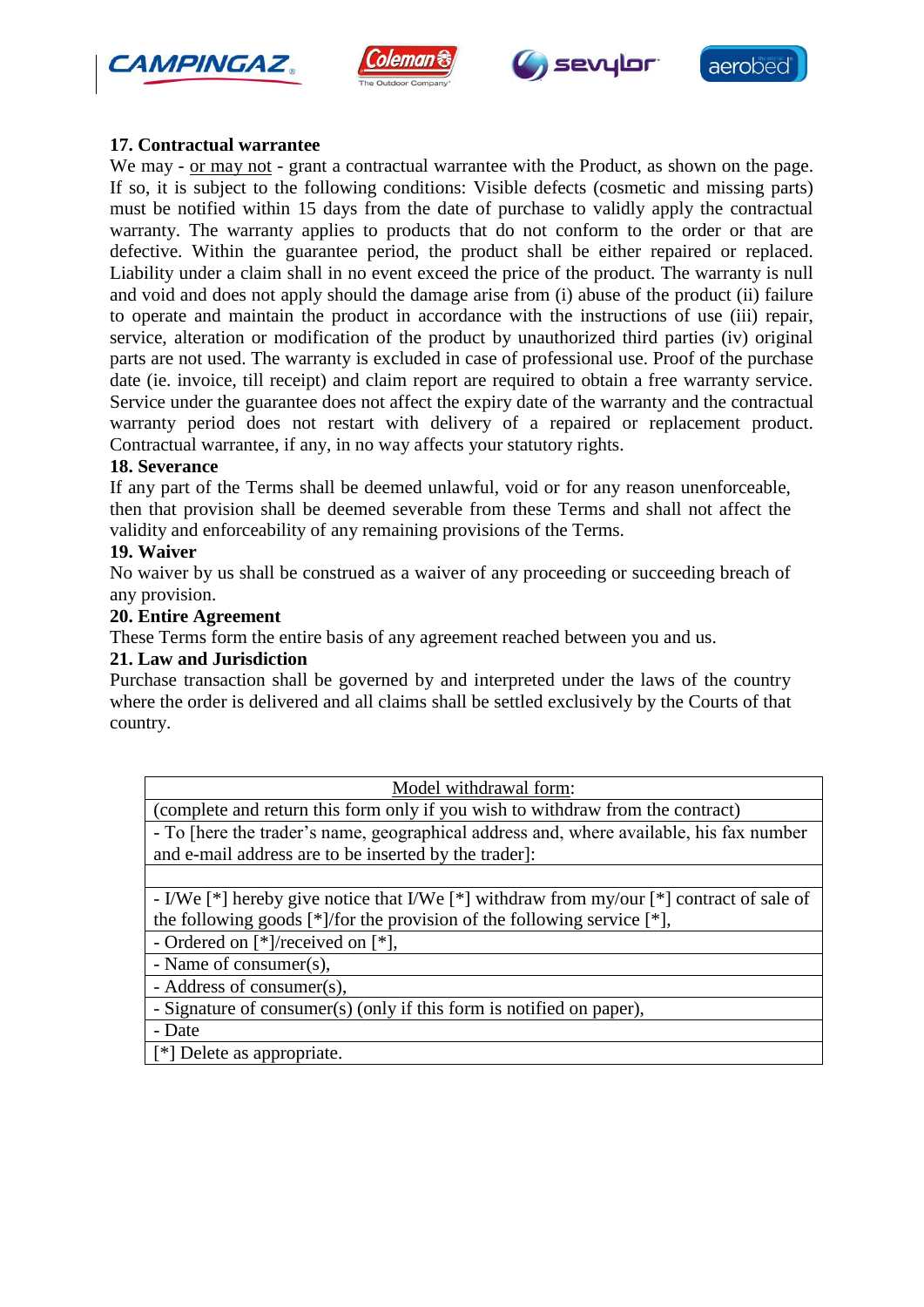### 17. Contractual warrantee

We may - <u>or may not</u> - grant a contractual warrantee with the Product, as shown on the page. If so, it is subject to the following conditions: Visible defects (cosmetic and missing parts) must be notified within 15 days from the date of purchase to validly apply the contractual warranty. The warranty applies to products that do not conform to the order or that are defective. Within the guarantee period, the product shall be either repaired or replaced. Liability under a claim shall in no event exceed the price of the product. The warranty is null and void and does not apply should the damage arise from (i) abuse of the product (ii) failure to operate and maintain the product in accordance with the instructions of use (iii) repair, service, alteration or modification of the product by unauthorized third parties (iv) original parts are not used. The warranty is excluded in case of professional use. Proof of the purchase date (ie. invoice, till receipt) and claim report are required to obtain a free warranty service. Service under the guarantee does not affect the expiry date of the warranty and the contractual warranty period does not restart with delivery of a repaired or replacement product. Contractual warrantee, if any, in no way affects your statutory rights.

### 18. Severance

If any part of the Terms shall be deemed unlawful, void or for any reason unenforceable, then that provision shall be deemed severable from these Terms and shall not affect the validity and enforceability of any remaining provisions of the Terms.

### 19. Waiver

No waiver by us shall be construed as a waiver of any proceeding or succeeding breach of any provision.

### 20. Entire Agreement

These Terms form the entire basis of any agreement reached between you and us.

### 21. Law and Jurisdiction

Purchase transaction shall be governed by and interpreted under the laws of the country where the order is delivered and all claims shall be settled exclusively by the Courts of that country.

| <u>Model withdrawal form</u>: |
|---|
| (complete and return this form only if you wish to withdraw from the contract) |
| - To [here the trader's name, geographical address and, where available, his fax number and e-mail address are to be inserted by the trader]: |
| |
| - I/We [*] hereby give notice that I/We [*] withdraw from my/our [*] contract of sale of the following goods [*]/for the provision of the following service [*], |
| - Ordered on [*]/received on [*], |
| - Name of consumer(s), |
| - Address of consumer(s), |
| - Signature of consumer(s) (only if this form is notified on paper), |
| - Date |
| [*] Delete as appropriate. |